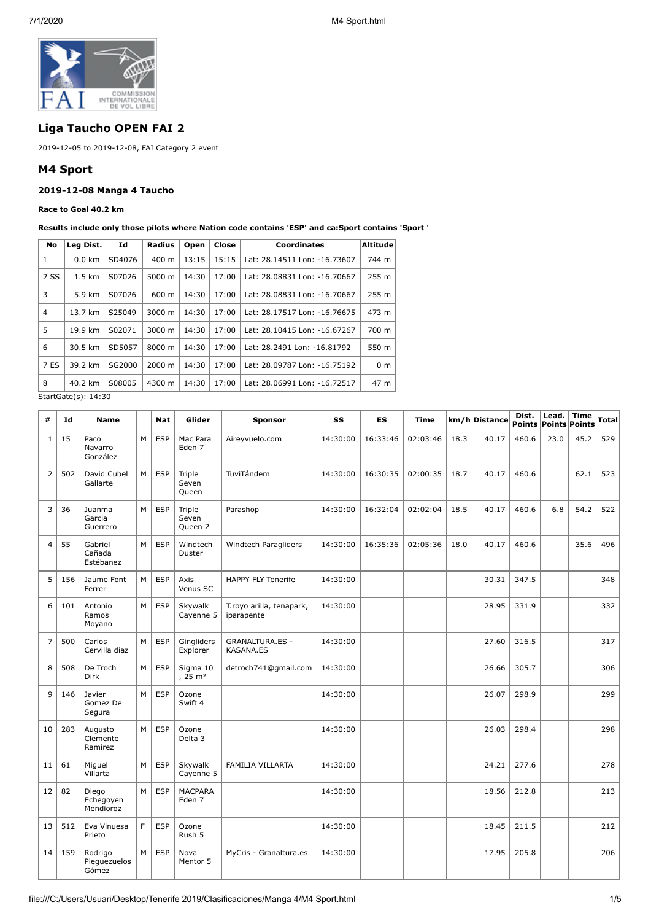## Liga Taucho OPEN FAI 2

2019-12-05 to 2019-12-08, FAI Category 2 event

## M4 Sport

### 2019-12-08 Manga 4 Taucho

**Race to Goal 40.2 km**

**Results include only those pilots where Nation code contains 'ESP' and ca:Sport contains 'Sport '**

| No | Leg Dist. | Id | Radius | Open | Close | Coordinates | Altitude |
|---|---|---|---|---|---|---|---|
| 1 | 0.0 km | SD4076 | 400 m | 13:15 | 15:15 | Lat: 28.14511 Lon: -16.73607 | 744 m |
| 2 SS | 1.5 km | S07026 | 5000 m | 14:30 | 17:00 | Lat: 28.08831 Lon: -16.70667 | 255 m |
| 3 | 5.9 km | S07026 | 600 m | 14:30 | 17:00 | Lat: 28.08831 Lon: -16.70667 | 255 m |
| 4 | 13.7 km | S25049 | 3000 m | 14:30 | 17:00 | Lat: 28.17517 Lon: -16.76675 | 473 m |
| 5 | 19.9 km | S02071 | 3000 m | 14:30 | 17:00 | Lat: 28.10415 Lon: -16.67267 | 700 m |
| 6 | 30.5 km | SD5057 | 8000 m | 14:30 | 17:00 | Lat: 28.2491 Lon: -16.81792 | 550 m |
| 7 ES | 39.2 km | SG2000 | 2000 m | 14:30 | 17:00 | Lat: 28.09787 Lon: -16.75192 | 0 m |
| 8 | 40.2 km | S08005 | 4300 m | 14:30 | 17:00 | Lat: 28.06991 Lon: -16.72517 | 47 m |

StartGate(s): 14:30

| # | Id | Name | | Nat | Glider | Sponsor | SS | ES | Time | km/h | Distance | Dist. Points | Lead. Points | Time Points | Total |
|---|---|---|---|---|---|---|---|---|---|---|---|---|---|---|---|
| 1 | 15 | Paco Navarro González | M | ESP | Mac Para Eden 7 | Aireyvuelo.com | 14:30:00 | 16:33:46 | 02:03:46 | 18.3 | 40.17 | 460.6 | 23.0 | 45.2 | 529 |
| 2 | 502 | David Cubel Gallarte | M | ESP | Triple Seven Queen | TuviTándem | 14:30:00 | 16:30:35 | 02:00:35 | 18.7 | 40.17 | 460.6 | | 62.1 | 523 |
| 3 | 36 | Juanma Garcia Guerrero | M | ESP | Triple Seven Queen 2 | Parashop | 14:30:00 | 16:32:04 | 02:02:04 | 18.5 | 40.17 | 460.6 | 6.8 | 54.2 | 522 |
| 4 | 55 | Gabriel Cañada Estébanez | M | ESP | Windtech Duster | Windtech Paragliders | 14:30:00 | 16:35:36 | 02:05:36 | 18.0 | 40.17 | 460.6 | | 35.6 | 496 |
| 5 | 156 | Jaume Font Ferrer | M | ESP | Axis Venus SC | HAPPY FLY Tenerife | 14:30:00 | | | | 30.31 | 347.5 | | | 348 |
| 6 | 101 | Antonio Ramos Moyano | M | ESP | Skywalk Cayenne 5 | T.royo arilla, tenapark, iparapente | 14:30:00 | | | | 28.95 | 331.9 | | | 332 |
| 7 | 500 | Carlos Cervilla diaz | M | ESP | Gingliders Explorer | GRANALTURA.ES - KASANA.ES | 14:30:00 | | | | 27.60 | 316.5 | | | 317 |
| 8 | 508 | De Troch Dirk | M | ESP | Sigma 10 , 25 m² | detroch741@gmail.com | 14:30:00 | | | | 26.66 | 305.7 | | | 306 |
| 9 | 146 | Javier Gomez De Segura | M | ESP | Ozone Swift 4 | | 14:30:00 | | | | 26.07 | 298.9 | | | 299 |
| 10 | 283 | Augusto Clemente Ramirez | M | ESP | Ozone Delta 3 | | 14:30:00 | | | | 26.03 | 298.4 | | | 298 |
| 11 | 61 | Miguel Villarta | M | ESP | Skywalk Cayenne 5 | FAMILIA VILLARTA | 14:30:00 | | | | 24.21 | 277.6 | | | 278 |
| 12 | 82 | Diego Echegoyen Mendioroz | M | ESP | MACPARA Eden 7 | | 14:30:00 | | | | 18.56 | 212.8 | | | 213 |
| 13 | 512 | Eva Vinuesa Prieto | F | ESP | Ozone Rush 5 | | 14:30:00 | | | | 18.45 | 211.5 | | | 212 |
| 14 | 159 | Rodrigo Pleguezuelos Gómez | M | ESP | Nova Mentor 5 | MyCris - Granaltura.es | 14:30:00 | | | | 17.95 | 205.8 | | | 206 |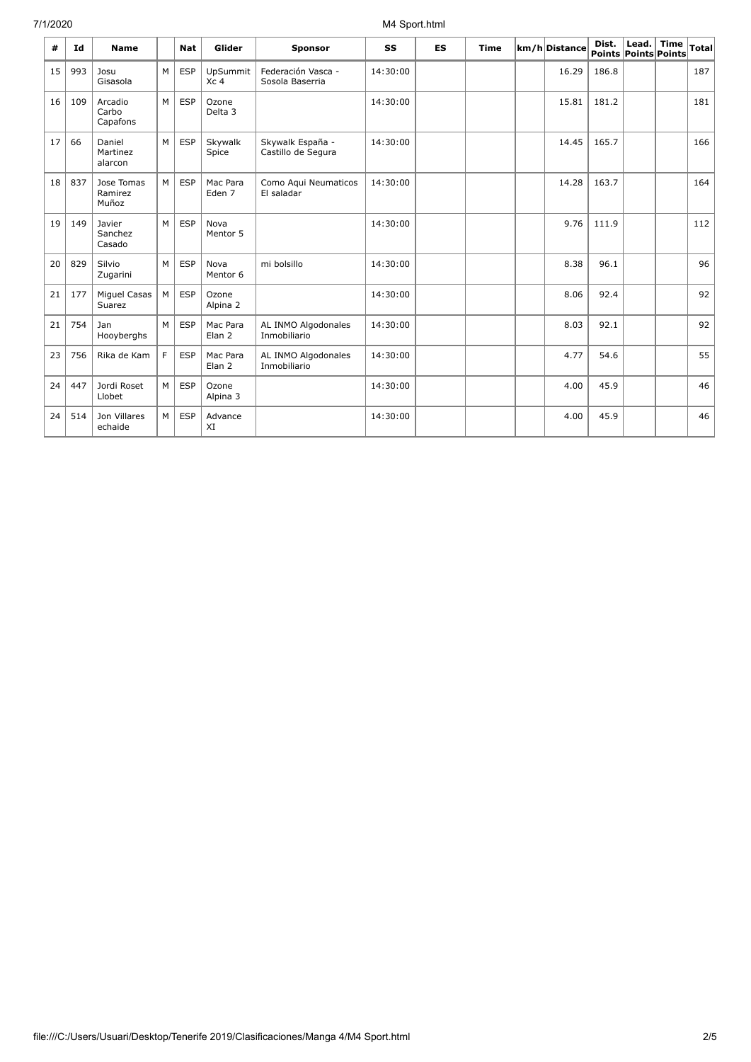| # | Id | Name | | Nat | Glider | Sponsor | SS | ES | Time | km/h | Distance | Dist. Points | Lead. Points | Time Points | Total |
|---|---|---|---|---|---|---|---|---|---|---|---|---|---|---|---|
| 15 | 993 | Josu Gisasola | M | ESP | UpSummit Xc 4 | Federación Vasca - Sosola Baserria | 14:30:00 | | | | 16.29 | 186.8 | | | 187 |
| 16 | 109 | Arcadio Carbo Capafons | M | ESP | Ozone Delta 3 | | 14:30:00 | | | | 15.81 | 181.2 | | | 181 |
| 17 | 66 | Daniel Martinez alarcon | M | ESP | Skywalk Spice | Skywalk España - Castillo de Segura | 14:30:00 | | | | 14.45 | 165.7 | | | 166 |
| 18 | 837 | Jose Tomas Ramirez Muñoz | M | ESP | Mac Para Eden 7 | Como Aqui Neumaticos El saladar | 14:30:00 | | | | 14.28 | 163.7 | | | 164 |
| 19 | 149 | Javier Sanchez Casado | M | ESP | Nova Mentor 5 | | 14:30:00 | | | | 9.76 | 111.9 | | | 112 |
| 20 | 829 | Silvio Zugarini | M | ESP | Nova Mentor 6 | mi bolsillo | 14:30:00 | | | | 8.38 | 96.1 | | | 96 |
| 21 | 177 | Miguel Casas Suarez | M | ESP | Ozone Alpina 2 | | 14:30:00 | | | | 8.06 | 92.4 | | | 92 |
| 21 | 754 | Jan Hooyberghs | M | ESP | Mac Para Elan 2 | AL INMO Algodonales Inmobiliario | 14:30:00 | | | | 8.03 | 92.1 | | | 92 |
| 23 | 756 | Rika de Kam | F | ESP | Mac Para Elan 2 | AL INMO Algodonales Inmobiliario | 14:30:00 | | | | 4.77 | 54.6 | | | 55 |
| 24 | 447 | Jordi Roset Llobet | M | ESP | Ozone Alpina 3 | | 14:30:00 | | | | 4.00 | 45.9 | | | 46 |
| 24 | 514 | Jon Villares echaide | M | ESP | Advance XI | | 14:30:00 | | | | 4.00 | 45.9 | | | 46 |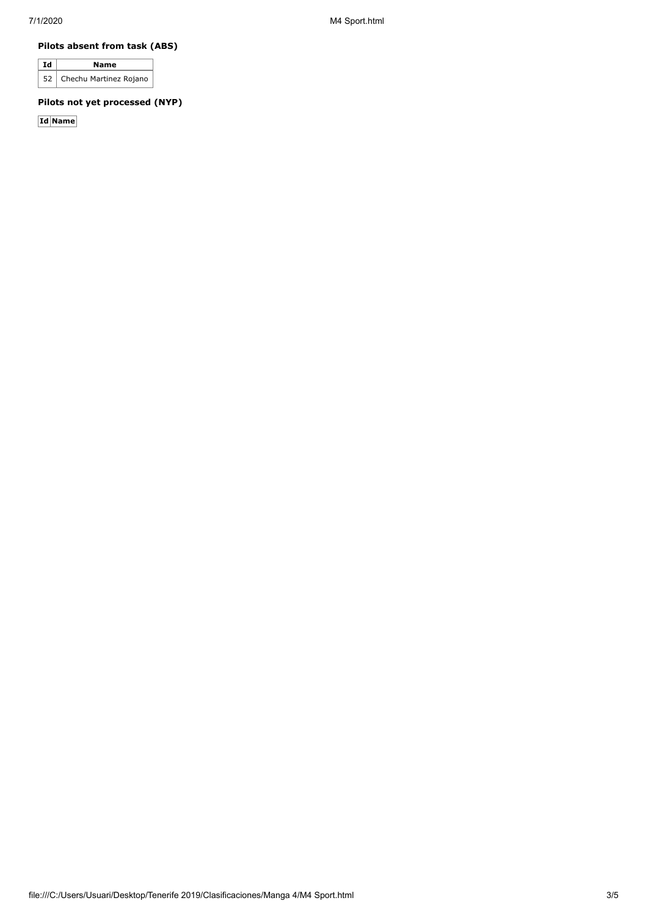### Pilots absent from task (ABS)

| Id | Name |
| --- | --- |
| 52 | Chechu Martinez Rojano |

### Pilots not yet processed (NYP)

| Id | Name |
| --- | --- |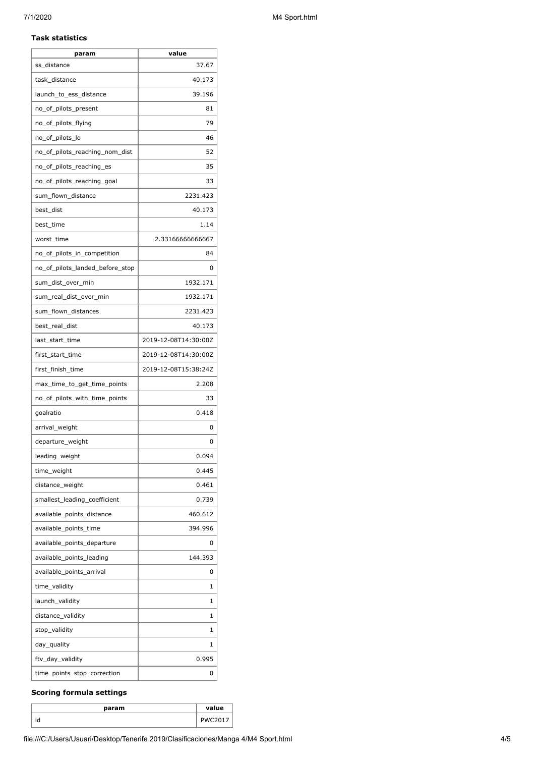**Task statistics**

| param | value |
|---|---|
| ss_distance | 37.67 |
| task_distance | 40.173 |
| launch_to_ess_distance | 39.196 |
| no_of_pilots_present | 81 |
| no_of_pilots_flying | 79 |
| no_of_pilots_lo | 46 |
| no_of_pilots_reaching_nom_dist | 52 |
| no_of_pilots_reaching_es | 35 |
| no_of_pilots_reaching_goal | 33 |
| sum_flown_distance | 2231.423 |
| best_dist | 40.173 |
| best_time | 1.14 |
| worst_time | 2.33166666666667 |
| no_of_pilots_in_competition | 84 |
| no_of_pilots_landed_before_stop | 0 |
| sum_dist_over_min | 1932.171 |
| sum_real_dist_over_min | 1932.171 |
| sum_flown_distances | 2231.423 |
| best_real_dist | 40.173 |
| last_start_time | 2019-12-08T14:30:00Z |
| first_start_time | 2019-12-08T14:30:00Z |
| first_finish_time | 2019-12-08T15:38:24Z |
| max_time_to_get_time_points | 2.208 |
| no_of_pilots_with_time_points | 33 |
| goalratio | 0.418 |
| arrival_weight | 0 |
| departure_weight | 0 |
| leading_weight | 0.094 |
| time_weight | 0.445 |
| distance_weight | 0.461 |
| smallest_leading_coefficient | 0.739 |
| available_points_distance | 460.612 |
| available_points_time | 394.996 |
| available_points_departure | 0 |
| available_points_leading | 144.393 |
| available_points_arrival | 0 |
| time_validity | 1 |
| launch_validity | 1 |
| distance_validity | 1 |
| stop_validity | 1 |
| day_quality | 1 |
| ftv_day_validity | 0.995 |
| time_points_stop_correction | 0 |

**Scoring formula settings**

| param | value |
|---|---|
| id | PWC2017 |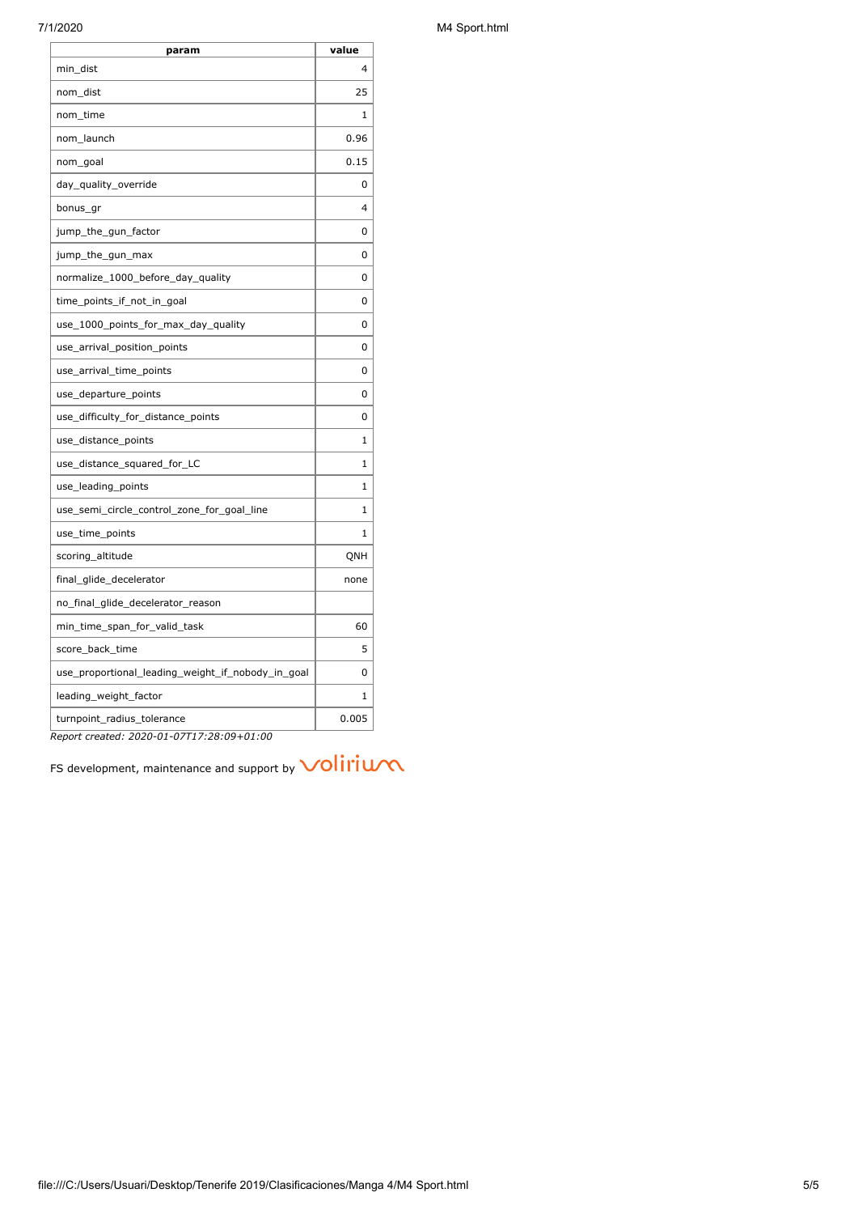| param | value |
| --- | --- |
| min_dist | 4 |
| nom_dist | 25 |
| nom_time | 1 |
| nom_launch | 0.96 |
| nom_goal | 0.15 |
| day_quality_override | 0 |
| bonus_gr | 4 |
| jump_the_gun_factor | 0 |
| jump_the_gun_max | 0 |
| normalize_1000_before_day_quality | 0 |
| time_points_if_not_in_goal | 0 |
| use_1000_points_for_max_day_quality | 0 |
| use_arrival_position_points | 0 |
| use_arrival_time_points | 0 |
| use_departure_points | 0 |
| use_difficulty_for_distance_points | 0 |
| use_distance_points | 1 |
| use_distance_squared_for_LC | 1 |
| use_leading_points | 1 |
| use_semi_circle_control_zone_for_goal_line | 1 |
| use_time_points | 1 |
| scoring_altitude | QNH |
| final_glide_decelerator | none |
| no_final_glide_decelerator_reason | |
| min_time_span_for_valid_task | 60 |
| score_back_time | 5 |
| use_proportional_leading_weight_if_nobody_in_goal | 0 |
| leading_weight_factor | 1 |
| turnpoint_radius_tolerance | 0.005 |

*Report created: 2020-01-07T17:28:09+01:00*

FS development, maintenance and support by volirium